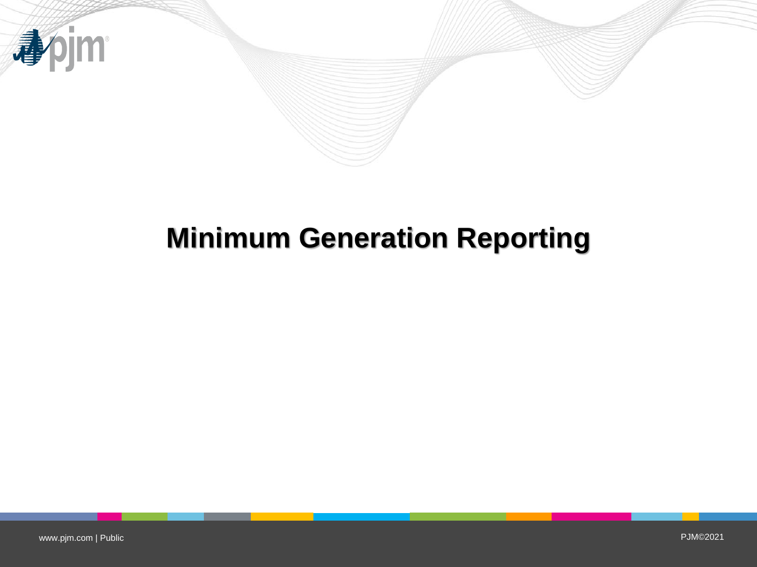# Minimum Generation Reporting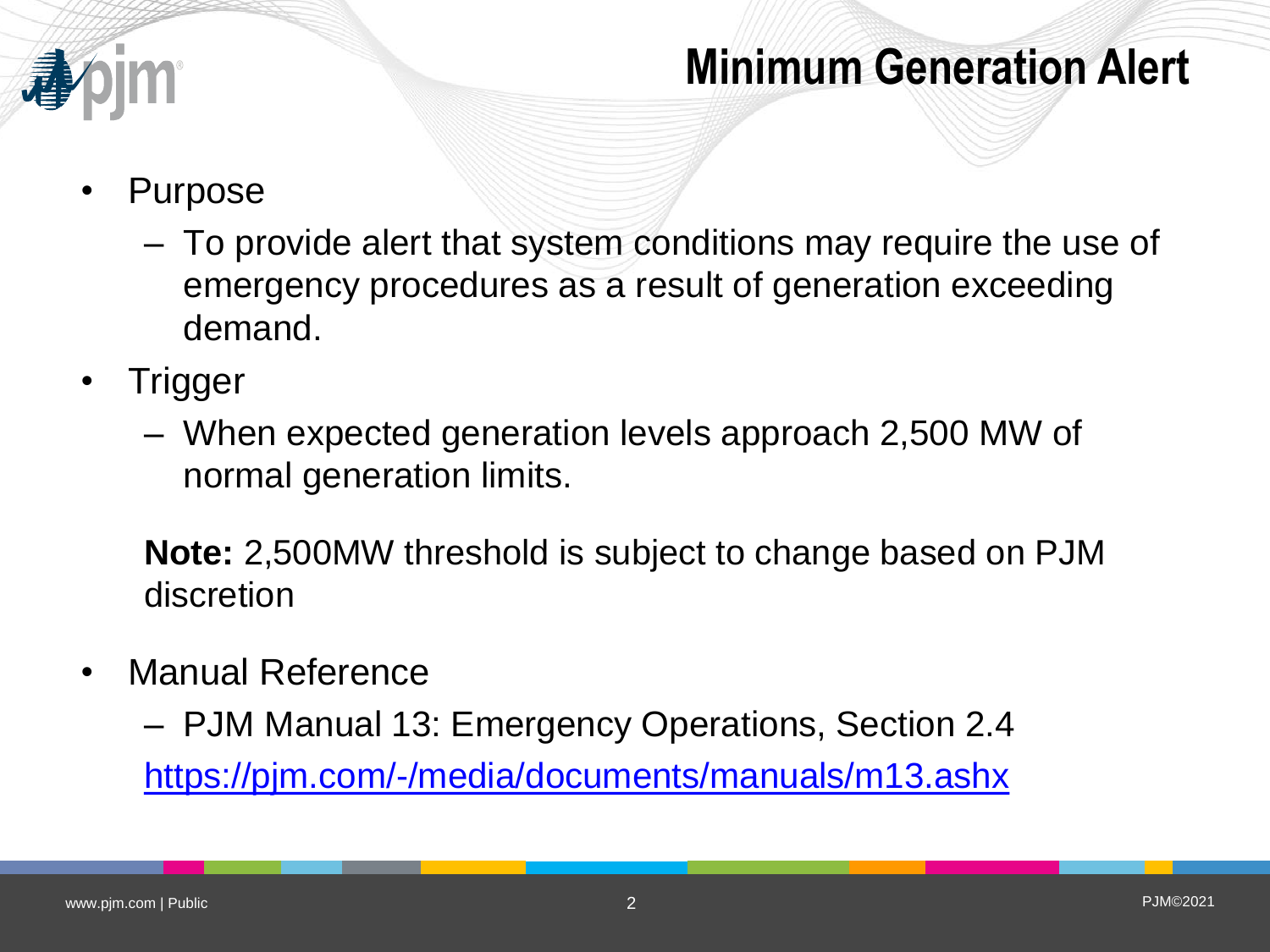# Minimum Generation Alert

- Purpose
  - To provide alert that system conditions may require the use of emergency procedures as a result of generation exceeding demand.
- Trigger
  - When expected generation levels approach 2,500 MW of normal generation limits.

  **Note:** 2,500MW threshold is subject to change based on PJM discretion

- Manual Reference
  - PJM Manual 13: Emergency Operations, Section 2.4

  https://pjm.com/-/media/documents/manuals/m13.ashx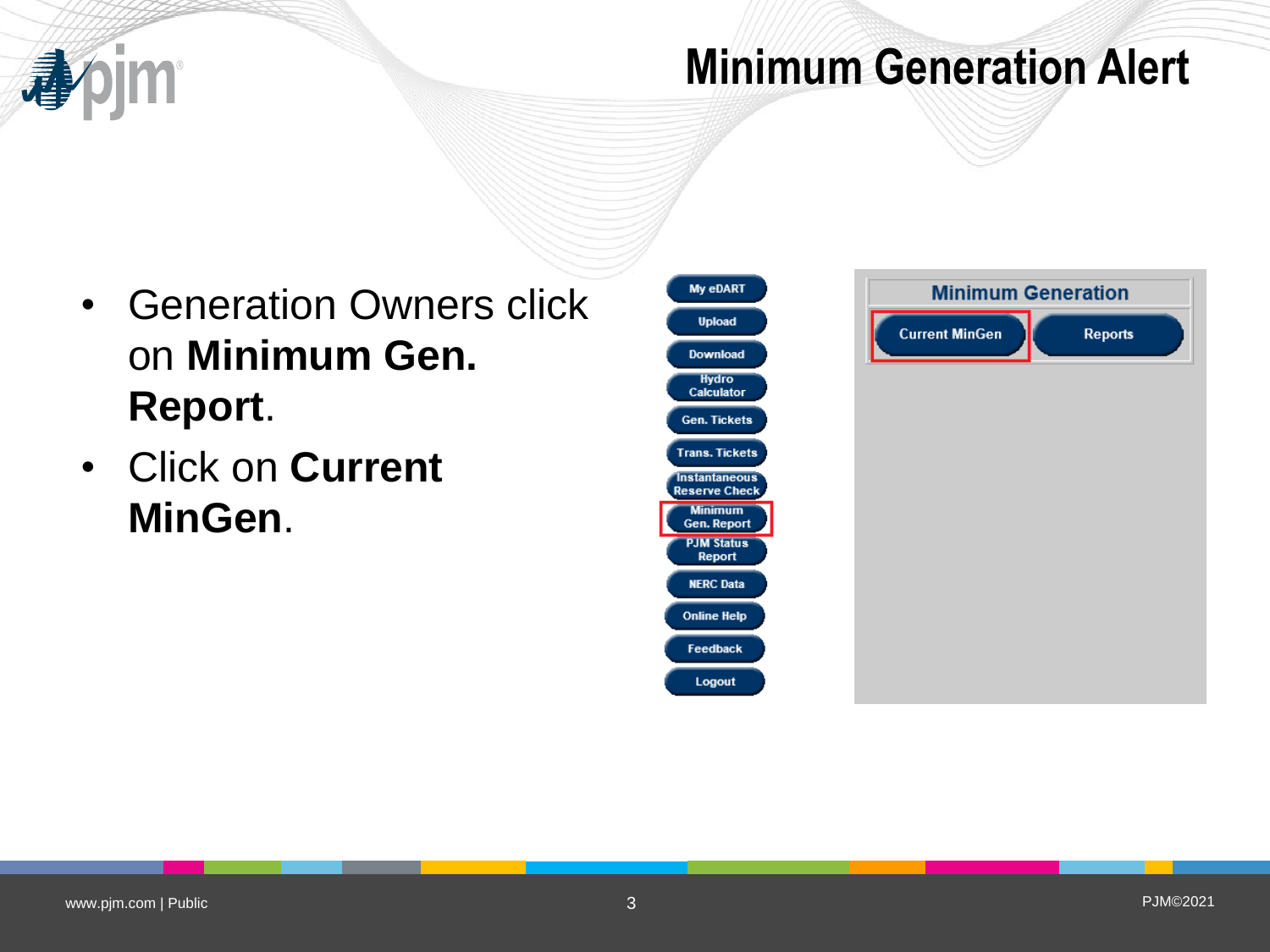# Minimum Generation Alert

- Generation Owners click on **Minimum Gen. Report**.
- Click on **Current MinGen**.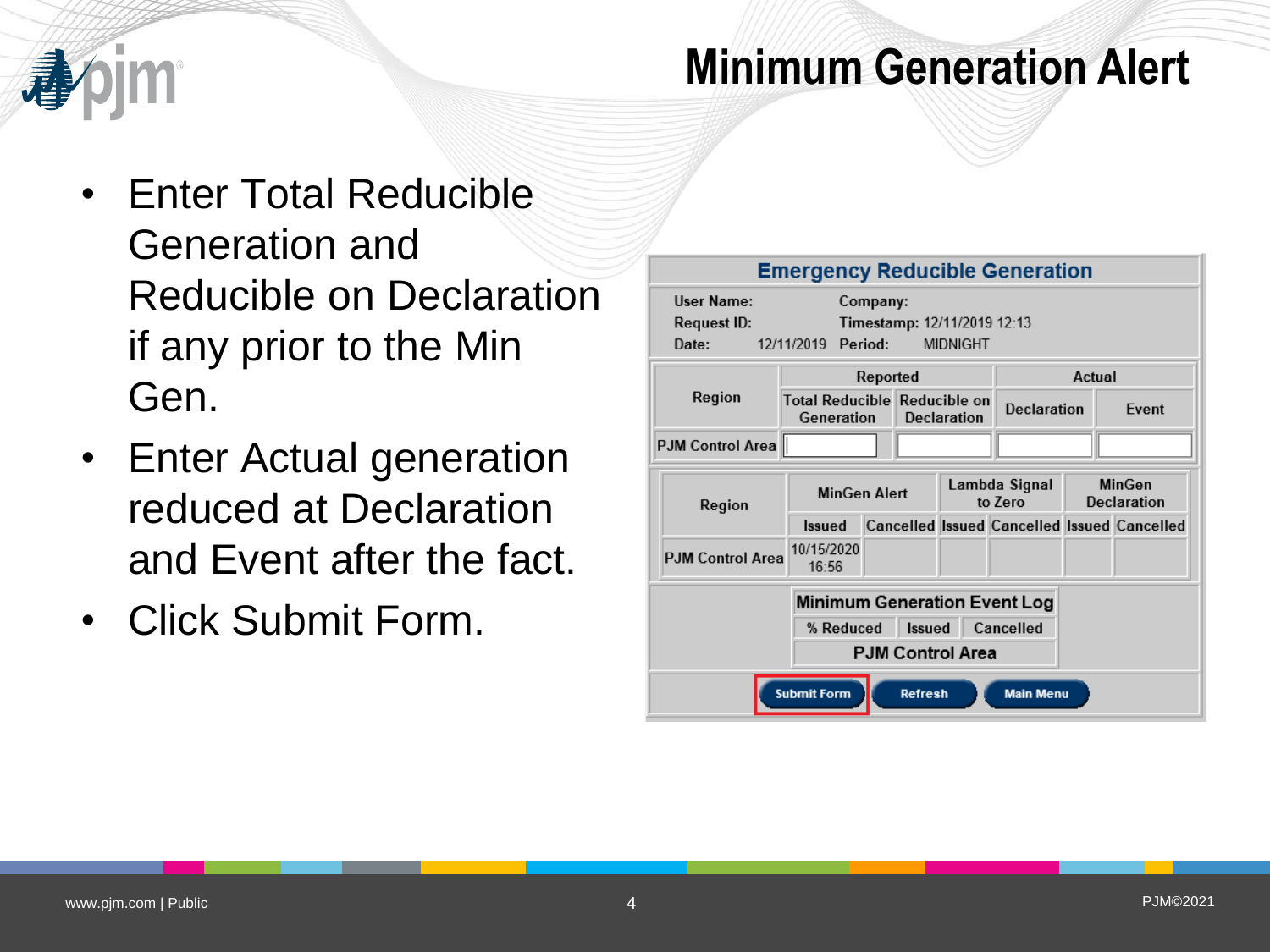# Minimum Generation Alert

- Enter Total Reducible Generation and Reducible on Declaration if any prior to the Min Gen.
- Enter Actual generation reduced at Declaration and Event after the fact.
- Click Submit Form.

**Emergency Reducible Generation**

User Name: Company:
Request ID: Timestamp: 12/11/2019 12:13
Date: 12/11/2019 Period: MIDNIGHT

| Region | Reported | | Actual | |
|---|---|---|---|---|
| | Total Reducible Generation | Reducible on Declaration | Declaration | Event |
| PJM Control Area | | | | |

| Region | MinGen Alert | | Lambda Signal to Zero | | MinGen Declaration | |
|---|---|---|---|---|---|---|
| | Issued | Cancelled | Issued | Cancelled | Issued | Cancelled |
| PJM Control Area | 10/15/2020 16:56 | | | | | |

| Minimum Generation Event Log | | |
|---|---|---|
| % Reduced | Issued | Cancelled |
| PJM Control Area | | |

Submit Form | Refresh | Main Menu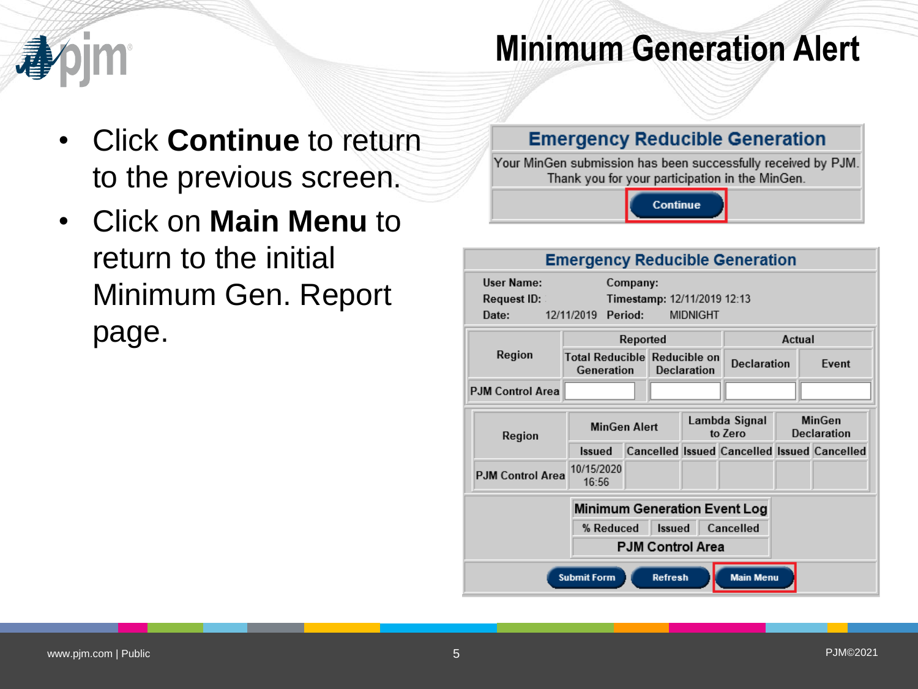# Minimum Generation Alert

- Click **Continue** to return to the previous screen.
- Click on **Main Menu** to return to the initial Minimum Gen. Report page.

## Emergency Reducible Generation

Your MinGen submission has been successfully received by PJM. Thank you for your participation in the MinGen.

Continue

## Emergency Reducible Generation

User Name: Company:
Request ID: Timestamp: 12/11/2019 12:13
Date: 12/11/2019 Period: MIDNIGHT

| Region | Reported | | Actual | |
|---|---|---|---|---|
| | Total Reducible Generation | Reducible on Declaration | Declaration | Event |
| PJM Control Area | | | | |

| Region | MinGen Alert | | Lambda Signal to Zero | | MinGen Declaration | |
|---|---|---|---|---|---|---|
| | Issued | Cancelled | Issued | Cancelled | Issued | Cancelled |
| PJM Control Area | 10/15/2020 16:56 | | | | | |

| Minimum Generation Event Log | | |
|---|---|---|
| % Reduced | Issued | Cancelled |
| PJM Control Area | | |

Submit Form | Refresh | Main Menu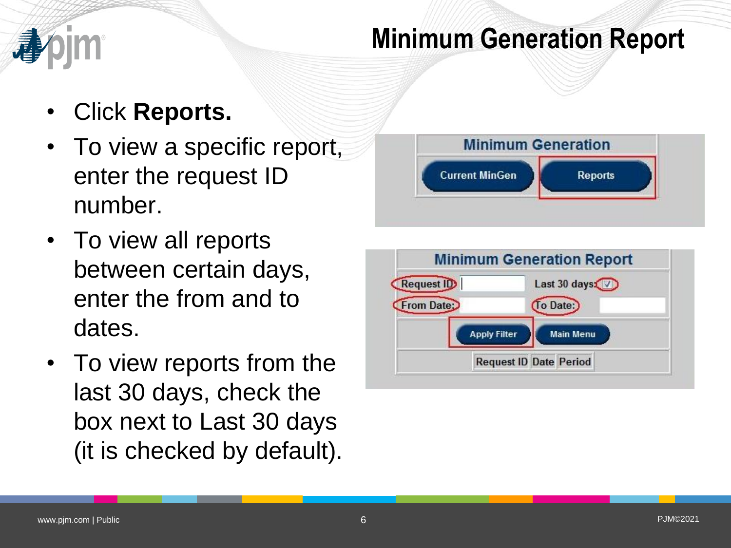# Minimum Generation Report

- Click **Reports.**
- To view a specific report, enter the request ID number.
- To view all reports between certain days, enter the from and to dates.
- To view reports from the last 30 days, check the box next to Last 30 days (it is checked by default).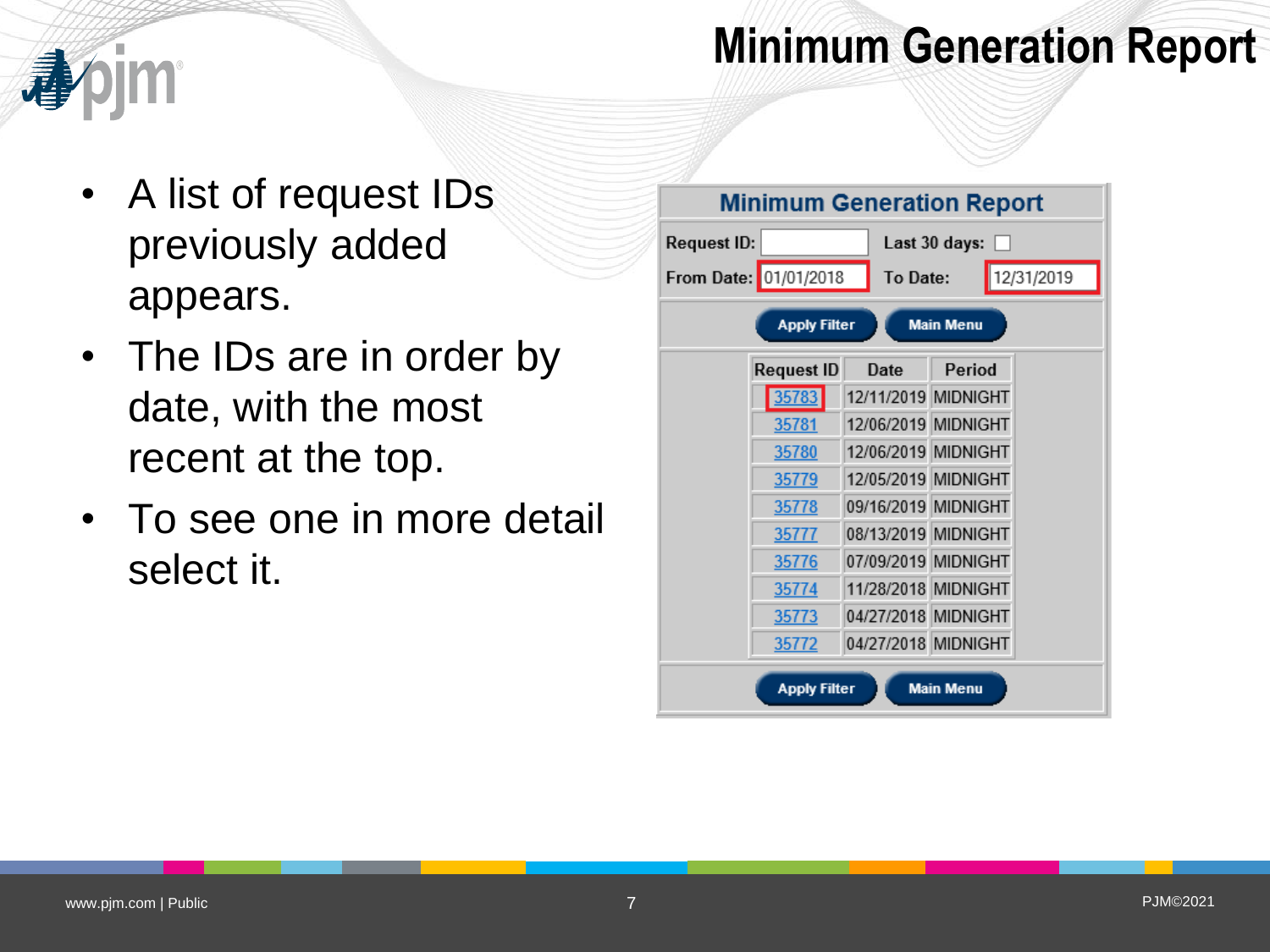# Minimum Generation Report

- A list of request IDs previously added appears.
- The IDs are in order by date, with the most recent at the top.
- To see one in more detail select it.

**Minimum Generation Report**

Request ID: Last 30 days:

From Date: 01/01/2018 To Date: 12/31/2019

Apply Filter | Main Menu

| Request ID | Date | Period |
| --- | --- | --- |
| 35783 | 12/11/2019 | MIDNIGHT |
| 35781 | 12/06/2019 | MIDNIGHT |
| 35780 | 12/06/2019 | MIDNIGHT |
| 35779 | 12/05/2019 | MIDNIGHT |
| 35778 | 09/16/2019 | MIDNIGHT |
| 35777 | 08/13/2019 | MIDNIGHT |
| 35776 | 07/09/2019 | MIDNIGHT |
| 35774 | 11/28/2018 | MIDNIGHT |
| 35773 | 04/27/2018 | MIDNIGHT |
| 35772 | 04/27/2018 | MIDNIGHT |

Apply Filter | Main Menu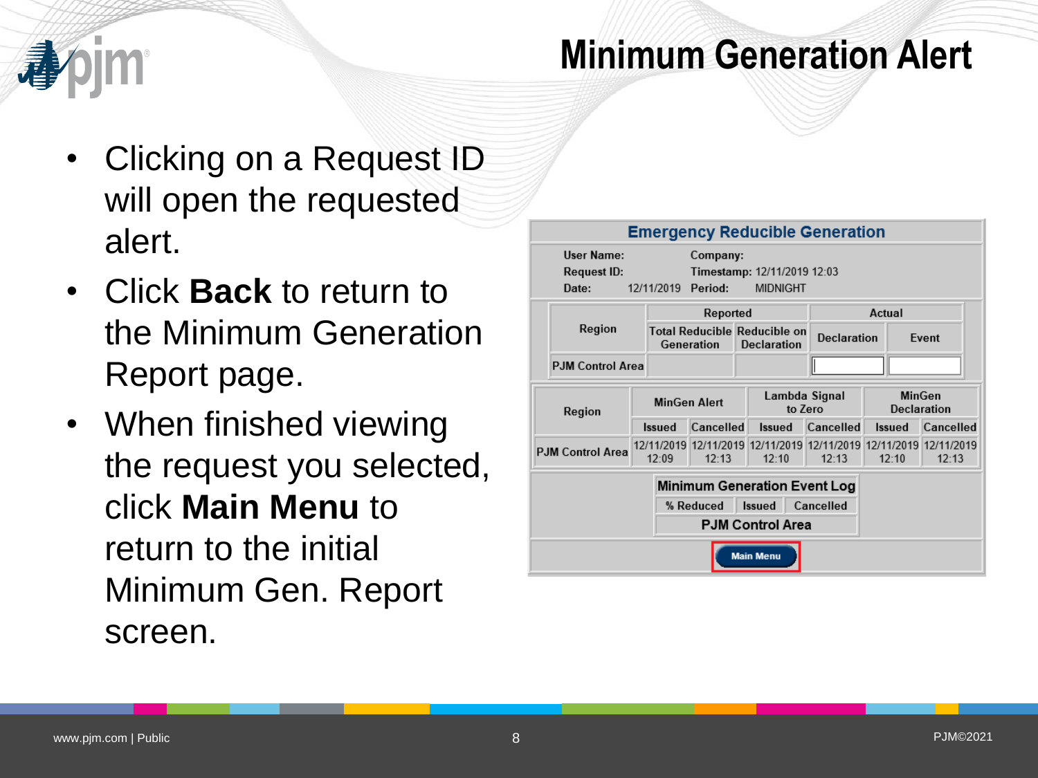# Minimum Generation Alert

- Clicking on a Request ID will open the requested alert.
- Click **Back** to return to the Minimum Generation Report page.
- When finished viewing the request you selected, click **Main Menu** to return to the initial Minimum Gen. Report screen.

**Emergency Reducible Generation**

User Name:
Company:
Request ID:
Timestamp: 12/11/2019 12:03
Date: 12/11/2019
Period: MIDNIGHT

| Region | Reported | | Actual | |
|---|---|---|---|---|
| | Total Reducible Generation | Reducible on Declaration | Declaration | Event |
| PJM Control Area | | | | |

| Region | MinGen Alert | | Lambda Signal to Zero | | MinGen Declaration | |
|---|---|---|---|---|---|---|
| | Issued | Cancelled | Issued | Cancelled | Issued | Cancelled |
| PJM Control Area | 12/11/2019 12:09 | 12/11/2019 12:13 | 12/11/2019 12:10 | 12/11/2019 12:13 | 12/11/2019 12:10 | 12/11/2019 12:13 |

| Minimum Generation Event Log | | |
|---|---|---|
| % Reduced | Issued | Cancelled |
| PJM Control Area | | |

Main Menu